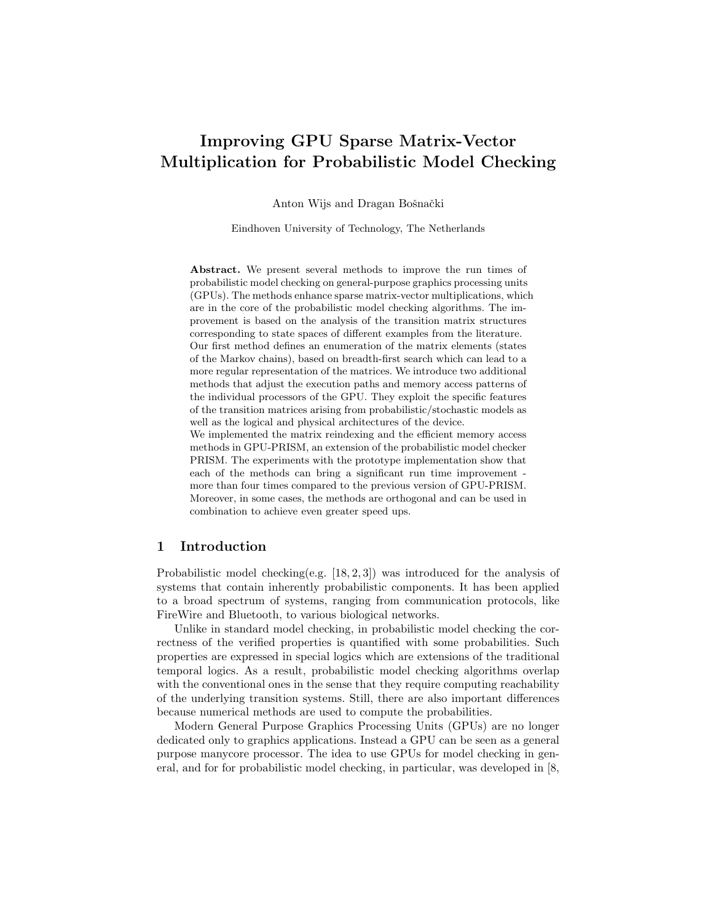# Improving GPU Sparse Matrix-Vector Multiplication for Probabilistic Model Checking

Anton Wijs and Dragan Bošnački

Eindhoven University of Technology, The Netherlands

**Abstract.** We present several methods to improve the run times of probabilistic model checking on general-purpose graphics processing units (GPUs). The methods enhance sparse matrix-vector multiplications, which are in the core of the probabilistic model checking algorithms. The improvement is based on the analysis of the transition matrix structures corresponding to state spaces of different examples from the literature. Our first method defines an enumeration of the matrix elements (states of the Markov chains), based on breadth-first search which can lead to a more regular representation of the matrices. We introduce two additional methods that adjust the execution paths and memory access patterns of the individual processors of the GPU. They exploit the specific features of the transition matrices arising from probabilistic/stochastic models as well as the logical and physical architectures of the device.
We implemented the matrix reindexing and the efficient memory access methods in GPU-PRISM, an extension of the probabilistic model checker PRISM. The experiments with the prototype implementation show that each of the methods can bring a significant run time improvement - more than four times compared to the previous version of GPU-PRISM. Moreover, in some cases, the methods are orthogonal and can be used in combination to achieve even greater speed ups.

## 1 Introduction

Probabilistic model checking(e.g. [18, 2, 3]) was introduced for the analysis of systems that contain inherently probabilistic components. It has been applied to a broad spectrum of systems, ranging from communication protocols, like FireWire and Bluetooth, to various biological networks.

Unlike in standard model checking, in probabilistic model checking the correctness of the verified properties is quantified with some probabilities. Such properties are expressed in special logics which are extensions of the traditional temporal logics. As a result, probabilistic model checking algorithms overlap with the conventional ones in the sense that they require computing reachability of the underlying transition systems. Still, there are also important differences because numerical methods are used to compute the probabilities.

Modern General Purpose Graphics Processing Units (GPUs) are no longer dedicated only to graphics applications. Instead a GPU can be seen as a general purpose manycore processor. The idea to use GPUs for model checking in general, and for for probabilistic model checking, in particular, was developed in [8,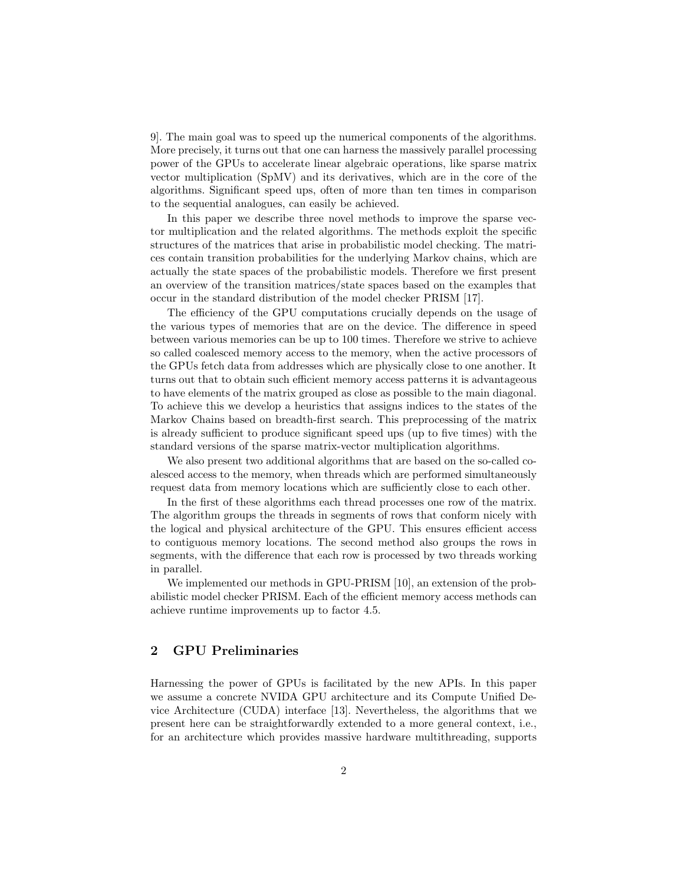9]. The main goal was to speed up the numerical components of the algorithms. More precisely, it turns out that one can harness the massively parallel processing power of the GPUs to accelerate linear algebraic operations, like sparse matrix vector multiplication (SpMV) and its derivatives, which are in the core of the algorithms. Significant speed ups, often of more than ten times in comparison to the sequential analogues, can easily be achieved.

In this paper we describe three novel methods to improve the sparse vector multiplication and the related algorithms. The methods exploit the specific structures of the matrices that arise in probabilistic model checking. The matrices contain transition probabilities for the underlying Markov chains, which are actually the state spaces of the probabilistic models. Therefore we first present an overview of the transition matrices/state spaces based on the examples that occur in the standard distribution of the model checker PRISM [17].

The efficiency of the GPU computations crucially depends on the usage of the various types of memories that are on the device. The difference in speed between various memories can be up to 100 times. Therefore we strive to achieve so called coalesced memory access to the memory, when the active processors of the GPUs fetch data from addresses which are physically close to one another. It turns out that to obtain such efficient memory access patterns it is advantageous to have elements of the matrix grouped as close as possible to the main diagonal. To achieve this we develop a heuristics that assigns indices to the states of the Markov Chains based on breadth-first search. This preprocessing of the matrix is already sufficient to produce significant speed ups (up to five times) with the standard versions of the sparse matrix-vector multiplication algorithms.

We also present two additional algorithms that are based on the so-called coalesced access to the memory, when threads which are performed simultaneously request data from memory locations which are sufficiently close to each other.

In the first of these algorithms each thread processes one row of the matrix. The algorithm groups the threads in segments of rows that conform nicely with the logical and physical architecture of the GPU. This ensures efficient access to contiguous memory locations. The second method also groups the rows in segments, with the difference that each row is processed by two threads working in parallel.

We implemented our methods in GPU-PRISM [10], an extension of the probabilistic model checker PRISM. Each of the efficient memory access methods can achieve runtime improvements up to factor 4.5.

## 2 GPU Preliminaries

Harnessing the power of GPUs is facilitated by the new APIs. In this paper we assume a concrete NVIDA GPU architecture and its Compute Unified Device Architecture (CUDA) interface [13]. Nevertheless, the algorithms that we present here can be straightforwardly extended to a more general context, i.e., for an architecture which provides massive hardware multithreading, supports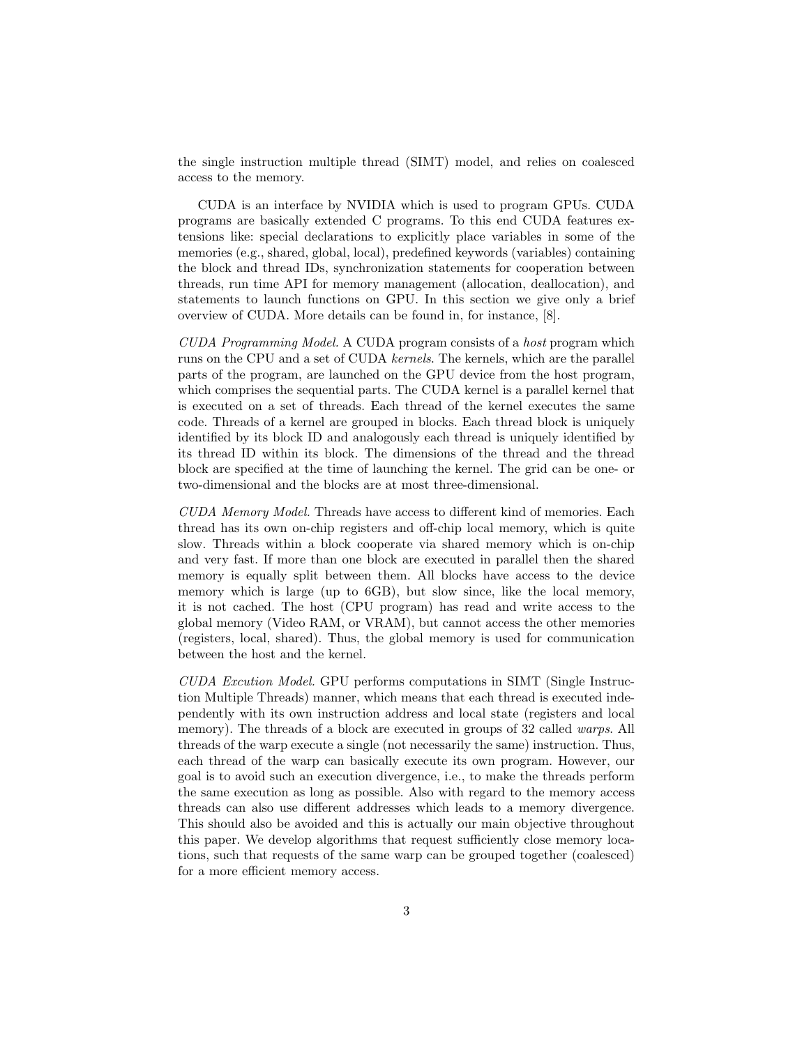the single instruction multiple thread (SIMT) model, and relies on coalesced access to the memory.

CUDA is an interface by NVIDIA which is used to program GPUs. CUDA programs are basically extended C programs. To this end CUDA features extensions like: special declarations to explicitly place variables in some of the memories (e.g., shared, global, local), predefined keywords (variables) containing the block and thread IDs, synchronization statements for cooperation between threads, run time API for memory management (allocation, deallocation), and statements to launch functions on GPU. In this section we give only a brief overview of CUDA. More details can be found in, for instance, [8].

*CUDA Programming Model.* A CUDA program consists of a *host* program which runs on the CPU and a set of CUDA *kernels*. The kernels, which are the parallel parts of the program, are launched on the GPU device from the host program, which comprises the sequential parts. The CUDA kernel is a parallel kernel that is executed on a set of threads. Each thread of the kernel executes the same code. Threads of a kernel are grouped in blocks. Each thread block is uniquely identified by its block ID and analogously each thread is uniquely identified by its thread ID within its block. The dimensions of the thread and the thread block are specified at the time of launching the kernel. The grid can be one- or two-dimensional and the blocks are at most three-dimensional.

*CUDA Memory Model.* Threads have access to different kind of memories. Each thread has its own on-chip registers and off-chip local memory, which is quite slow. Threads within a block cooperate via shared memory which is on-chip and very fast. If more than one block are executed in parallel then the shared memory is equally split between them. All blocks have access to the device memory which is large (up to 6GB), but slow since, like the local memory, it is not cached. The host (CPU program) has read and write access to the global memory (Video RAM, or VRAM), but cannot access the other memories (registers, local, shared). Thus, the global memory is used for communication between the host and the kernel.

*CUDA Excution Model.* GPU performs computations in SIMT (Single Instruction Multiple Threads) manner, which means that each thread is executed independently with its own instruction address and local state (registers and local memory). The threads of a block are executed in groups of 32 called *warps*. All threads of the warp execute a single (not necessarily the same) instruction. Thus, each thread of the warp can basically execute its own program. However, our goal is to avoid such an execution divergence, i.e., to make the threads perform the same execution as long as possible. Also with regard to the memory access threads can also use different addresses which leads to a memory divergence. This should also be avoided and this is actually our main objective throughout this paper. We develop algorithms that request sufficiently close memory locations, such that requests of the same warp can be grouped together (coalesced) for a more efficient memory access.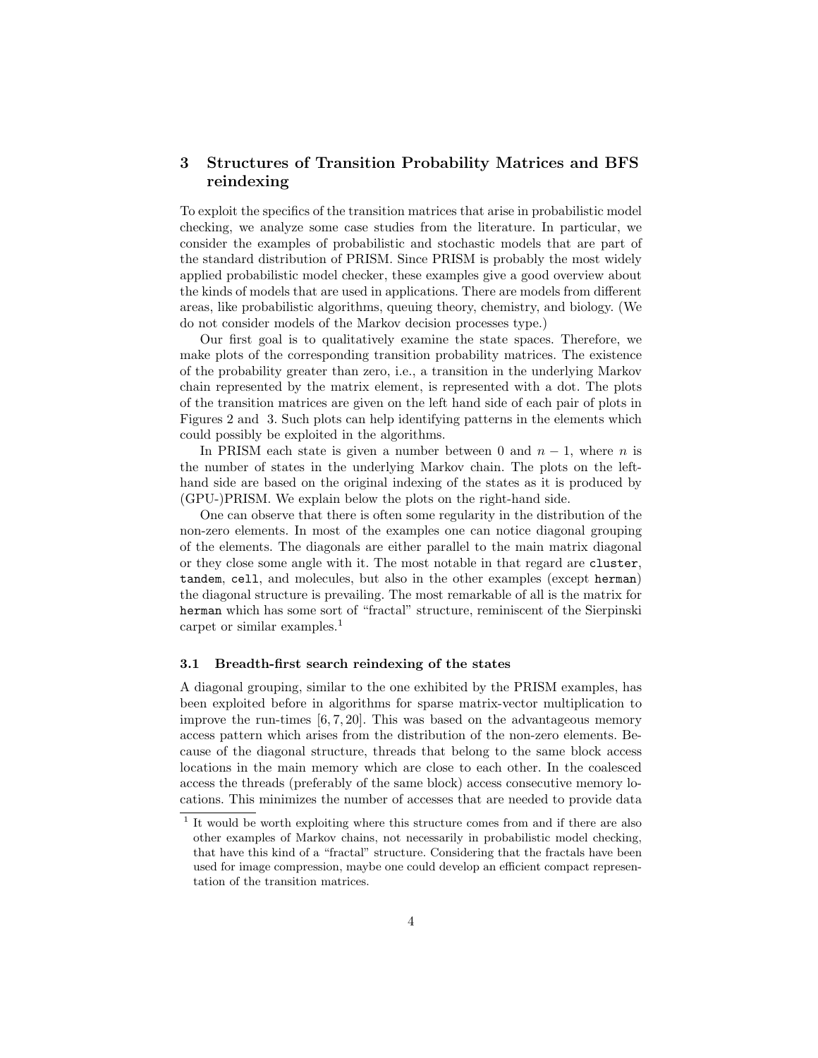## 3 Structures of Transition Probability Matrices and BFS reindexing

To exploit the specifics of the transition matrices that arise in probabilistic model checking, we analyze some case studies from the literature. In particular, we consider the examples of probabilistic and stochastic models that are part of the standard distribution of PRISM. Since PRISM is probably the most widely applied probabilistic model checker, these examples give a good overview about the kinds of models that are used in applications. There are models from different areas, like probabilistic algorithms, queuing theory, chemistry, and biology. (We do not consider models of the Markov decision processes type.)

Our first goal is to qualitatively examine the state spaces. Therefore, we make plots of the corresponding transition probability matrices. The existence of the probability greater than zero, i.e., a transition in the underlying Markov chain represented by the matrix element, is represented with a dot. The plots of the transition matrices are given on the left hand side of each pair of plots in Figures 2 and 3. Such plots can help identifying patterns in the elements which could possibly be exploited in the algorithms.

In PRISM each state is given a number between 0 and $n-1$, where $n$ is the number of states in the underlying Markov chain. The plots on the left-hand side are based on the original indexing of the states as it is produced by (GPU-)PRISM. We explain below the plots on the right-hand side.

One can observe that there is often some regularity in the distribution of the non-zero elements. In most of the examples one can notice diagonal grouping of the elements. The diagonals are either parallel to the main matrix diagonal or they close some angle with it. The most notable in that regard are `cluster`, `tandem`, `cell`, and molecules, but also in the other examples (except `herman`) the diagonal structure is prevailing. The most remarkable of all is the matrix for `herman` which has some sort of "fractal" structure, reminiscent of the Sierpinski carpet or similar examples.[1]

### 3.1 Breadth-first search reindexing of the states

A diagonal grouping, similar to the one exhibited by the PRISM examples, has been exploited before in algorithms for sparse matrix-vector multiplication to improve the run-times [6, 7, 20]. This was based on the advantageous memory access pattern which arises from the distribution of the non-zero elements. Because of the diagonal structure, threads that belong to the same block access locations in the main memory which are close to each other. In the coalesced access the threads (preferably of the same block) access consecutive memory locations. This minimizes the number of accesses that are needed to provide data

[1] It would be worth exploiting where this structure comes from and if there are also other examples of Markov chains, not necessarily in probabilistic model checking, that have this kind of a "fractal" structure. Considering that the fractals have been used for image compression, maybe one could develop an efficient compact representation of the transition matrices.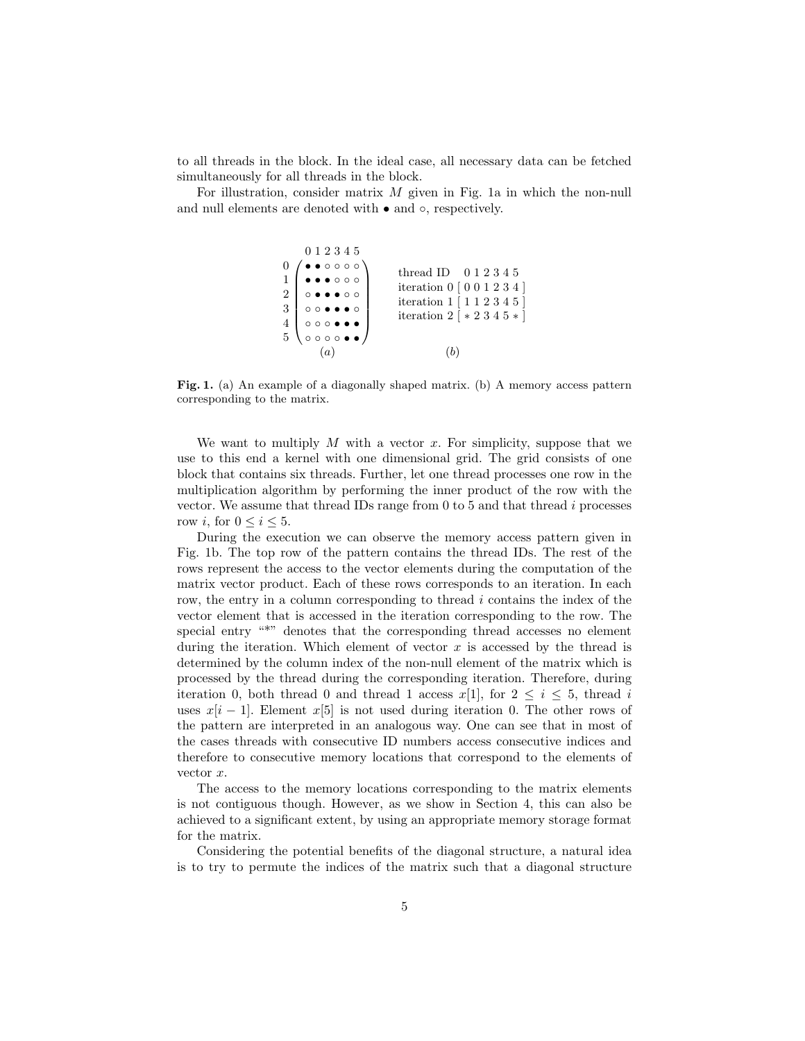to all threads in the block. In the ideal case, all necessary data can be fetched simultaneously for all threads in the block.

For illustration, consider matrix $M$ given in Fig. 1a in which the non-null and null elements are denoted with $\bullet$ and $\circ$, respectively.

$$
\begin{array}{c}
\begin{array}{c c}
 & \begin{array}{cccccc} 0 & 1 & 2 & 3 & 4 & 5 \end{array} \\
\begin{array}{c} 0 \\ 1 \\ 2 \\ 3 \\ 4 \\ 5 \end{array} &
\begin{pmatrix}
\bullet & \bullet & \circ & \circ & \circ & \circ \\
\bullet & \bullet & \bullet & \circ & \circ & \circ \\
\circ & \bullet & \bullet & \bullet & \circ & \circ \\
\circ & \circ & \bullet & \bullet & \bullet & \circ \\
\circ & \circ & \circ & \bullet & \bullet & \bullet \\
\circ & \circ & \circ & \circ & \bullet & \bullet
\end{pmatrix}
\end{array} \\
(a)
\end{array}
\qquad
\begin{array}{c}
\begin{array}{ll}
\text{thread ID} & \;\; 0\;1\;2\;3\;4\;5 \\
\text{iteration } 0 & [\,0\;0\;1\;2\;3\;4\,] \\
\text{iteration } 1 & [\,1\;1\;2\;3\;4\;5\,] \\
\text{iteration } 2 & [\,*\;2\;3\;4\;5\;*\,]
\end{array} \\
\\
(b)
\end{array}
$$

**Fig. 1.** (a) An example of a diagonally shaped matrix. (b) A memory access pattern corresponding to the matrix.

We want to multiply $M$ with a vector $x$. For simplicity, suppose that we use to this end a kernel with one dimensional grid. The grid consists of one block that contains six threads. Further, let one thread processes one row in the multiplication algorithm by performing the inner product of the row with the vector. We assume that thread IDs range from 0 to 5 and that thread $i$ processes row $i$, for $0 \leq i \leq 5$.

During the execution we can observe the memory access pattern given in Fig. 1b. The top row of the pattern contains the thread IDs. The rest of the rows represent the access to the vector elements during the computation of the matrix vector product. Each of these rows corresponds to an iteration. In each row, the entry in a column corresponding to thread $i$ contains the index of the vector element that is accessed in the iteration corresponding to the row. The special entry "*" denotes that the corresponding thread accesses no element during the iteration. Which element of vector $x$ is accessed by the thread is determined by the column index of the non-null element of the matrix which is processed by the thread during the corresponding iteration. Therefore, during iteration 0, both thread 0 and thread 1 access $x[1]$, for $2 \leq i \leq 5$, thread $i$ uses $x[i-1]$. Element $x[5]$ is not used during iteration 0. The other rows of the pattern are interpreted in an analogous way. One can see that in most of the cases threads with consecutive ID numbers access consecutive indices and therefore to consecutive memory locations that correspond to the elements of vector $x$.

The access to the memory locations corresponding to the matrix elements is not contiguous though. However, as we show in Section 4, this can also be achieved to a significant extent, by using an appropriate memory storage format for the matrix.

Considering the potential benefits of the diagonal structure, a natural idea is to try to permute the indices of the matrix such that a diagonal structure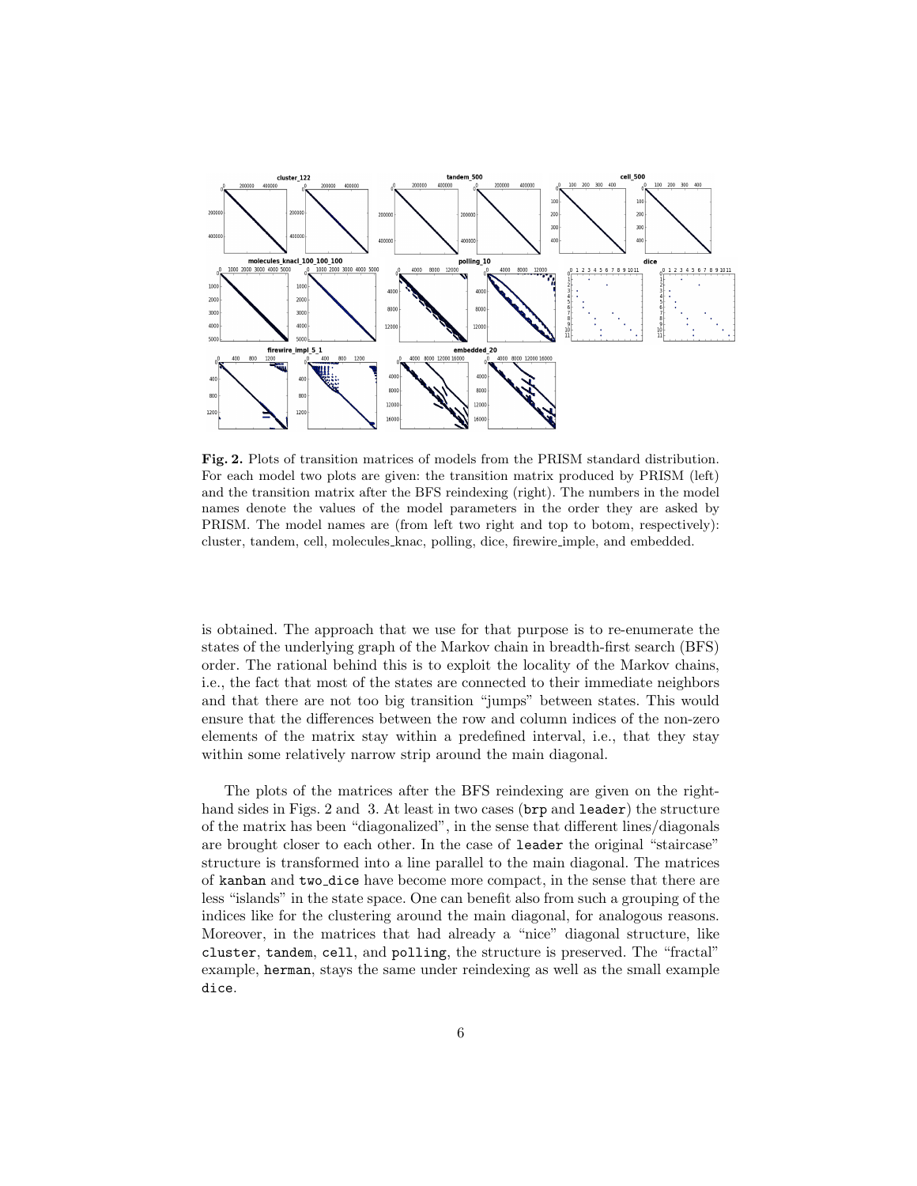**Fig. 2.** Plots of transition matrices of models from the PRISM standard distribution. For each model two plots are given: the transition matrix produced by PRISM (left) and the transition matrix after the BFS reindexing (right). The numbers in the model names denote the values of the model parameters in the order they are asked by PRISM. The model names are (from left two right and top to botom, respectively): cluster, tandem, cell, molecules_knac, polling, dice, firewire_imple, and embedded.

is obtained. The approach that we use for that purpose is to re-enumerate the states of the underlying graph of the Markov chain in breadth-first search (BFS) order. The rational behind this is to exploit the locality of the Markov chains, i.e., the fact that most of the states are connected to their immediate neighbors and that there are not too big transition "jumps" between states. This would ensure that the differences between the row and column indices of the non-zero elements of the matrix stay within a predefined interval, i.e., that they stay within some relatively narrow strip around the main diagonal.

The plots of the matrices after the BFS reindexing are given on the right-hand sides in Figs. 2 and 3. At least in two cases (`brp` and `leader`) the structure of the matrix has been "diagonalized", in the sense that different lines/diagonals are brought closer to each other. In the case of `leader` the original "staircase" structure is transformed into a line parallel to the main diagonal. The matrices of `kanban` and `two_dice` have become more compact, in the sense that there are less "islands" in the state space. One can benefit also from such a grouping of the indices like for the clustering around the main diagonal, for analogous reasons. Moreover, in the matrices that had already a "nice" diagonal structure, like `cluster`, `tandem`, `cell`, and `polling`, the structure is preserved. The "fractal" example, `herman`, stays the same under reindexing as well as the small example `dice`.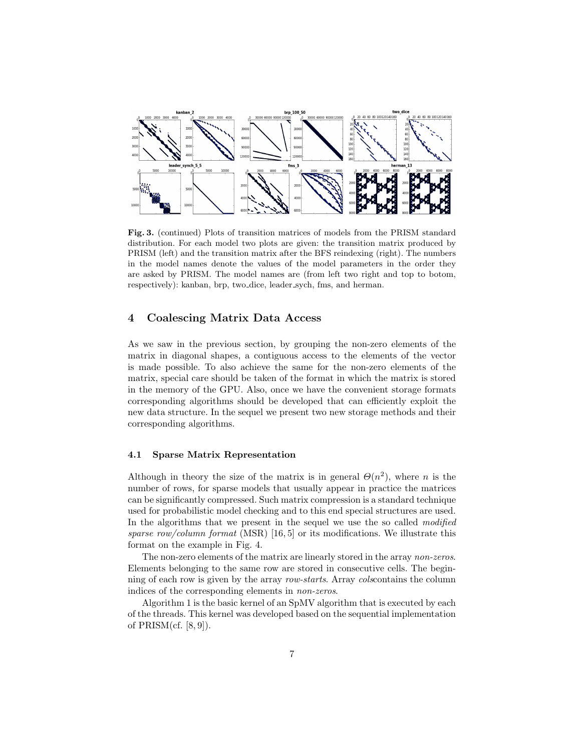**Fig. 3.** (continued) Plots of transition matrices of models from the PRISM standard distribution. For each model two plots are given: the transition matrix produced by PRISM (left) and the transition matrix after the BFS reindexing (right). The numbers in the model names denote the values of the model parameters in the order they are asked by PRISM. The model names are (from left two right and top to botom, respectively): kanban, brp, two_dice, leader_sych, fms, and herman.

## 4 Coalescing Matrix Data Access

As we saw in the previous section, by grouping the non-zero elements of the matrix in diagonal shapes, a contiguous access to the elements of the vector is made possible. To also achieve the same for the non-zero elements of the matrix, special care should be taken of the format in which the matrix is stored in the memory of the GPU. Also, once we have the convenient storage formats corresponding algorithms should be developed that can efficiently exploit the new data structure. In the sequel we present two new storage methods and their corresponding algorithms.

### 4.1 Sparse Matrix Representation

Although in theory the size of the matrix is in general $\Theta(n^2)$, where $n$ is the number of rows, for sparse models that usually appear in practice the matrices can be significantly compressed. Such matrix compression is a standard technique used for probabilistic model checking and to this end special structures are used. In the algorithms that we present in the sequel we use the so called *modified sparse row/column format* (MSR) [16, 5] or its modifications. We illustrate this format on the example in Fig. 4.

The non-zero elements of the matrix are linearly stored in the array *non-zeros*. Elements belonging to the same row are stored in consecutive cells. The beginning of each row is given by the array *row-starts*. Array *cols*contains the column indices of the corresponding elements in *non-zeros*.

Algorithm 1 is the basic kernel of an SpMV algorithm that is executed by each of the threads. This kernel was developed based on the sequential implementation of PRISM(cf. [8, 9]).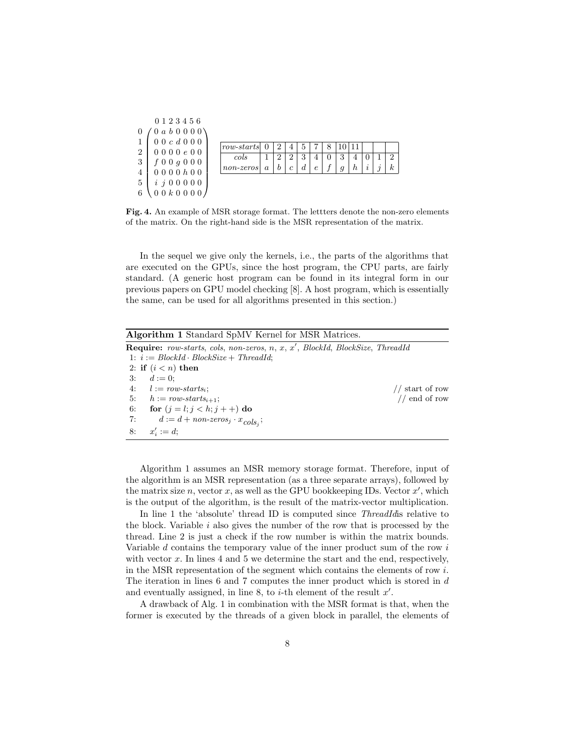$$
\begin{array}{c} \\ 0 \\ 1 \\ 2 \\ 3 \\ 4 \\ 5 \\ 6 \end{array}
\begin{array}{c} 0\,1\,2\,3\,4\,5\,6 \\
\begin{pmatrix}
0 & a & b & 0 & 0 & 0 & 0 \\
0 & 0 & c & d & 0 & 0 & 0 \\
0 & 0 & 0 & 0 & e & 0 & 0 \\
f & 0 & 0 & g & 0 & 0 & 0 \\
0 & 0 & 0 & 0 & h & 0 & 0 \\
i & j & 0 & 0 & 0 & 0 & 0 \\
0 & 0 & k & 0 & 0 & 0 & 0
\end{pmatrix}
\end{array}
$$

| *row-starts* | 0 | 2 | 4 | 5 | 7 | 8 | 10 | 11 | | | |
|---|---|---|---|---|---|---|---|---|---|---|---|
| *cols* | 1 | 2 | 2 | 3 | 4 | 0 | 3 | 4 | 0 | 1 | 2 |
| *non-zeros* | $a$ | $b$ | $c$ | $d$ | $e$ | $f$ | $g$ | $h$ | $i$ | $j$ | $k$ |

**Fig. 4.** An example of MSR storage format. The lettters denote the non-zero elements of the matrix. On the right-hand side is the MSR representation of the matrix.

In the sequel we give only the kernels, i.e., the parts of the algorithms that are executed on the GPUs, since the host program, the CPU parts, are fairly standard. (A generic host program can be found in its integral form in our previous papers on GPU model checking [8]. A host program, which is essentially the same, can be used for all algorithms presented in this section.)

---

**Algorithm 1** Standard SpMV Kernel for MSR Matrices.

---

**Require:** *row-starts*, *cols*, *non-zeros*, $n$, $x$, $x'$, *BlockId*, *BlockSize*, *ThreadId*

1: $i :=$ *BlockId* $\cdot$ *BlockSize* $+$ *ThreadId*;
2: **if** $(i < n)$ **then**
3: $\quad d := 0$;
4: $\quad l :=$ *row-starts*$_i$; // start of row
5: $\quad h :=$ *row-starts*$_{i+1}$; // end of row
6: $\quad$ **for** $(j = l; j < h; j++)$ **do**
7: $\quad\quad d := d +$ *non-zeros*$_j \cdot x_{cols_j}$;
8: $\quad x'_i := d$;

---

Algorithm 1 assumes an MSR memory storage format. Therefore, input of the algorithm is an MSR representation (as a three separate arrays), followed by the matrix size $n$, vector $x$, as well as the GPU bookkeeping IDs. Vector $x'$, which is the output of the algorithm, is the result of the matrix-vector multiplication.

In line 1 the 'absolute' thread ID is computed since *ThreadId*is relative to the block. Variable $i$ also gives the number of the row that is processed by the thread. Line 2 is just a check if the row number is within the matrix bounds. Variable $d$ contains the temporary value of the inner product sum of the row $i$ with vector $x$. In lines 4 and 5 we determine the start and the end, respectively, in the MSR representation of the segment which contains the elements of row $i$. The iteration in lines 6 and 7 computes the inner product which is stored in $d$ and eventually assigned, in line 8, to $i$-th element of the result $x'$.

A drawback of Alg. 1 in combination with the MSR format is that, when the former is executed by the threads of a given block in parallel, the elements of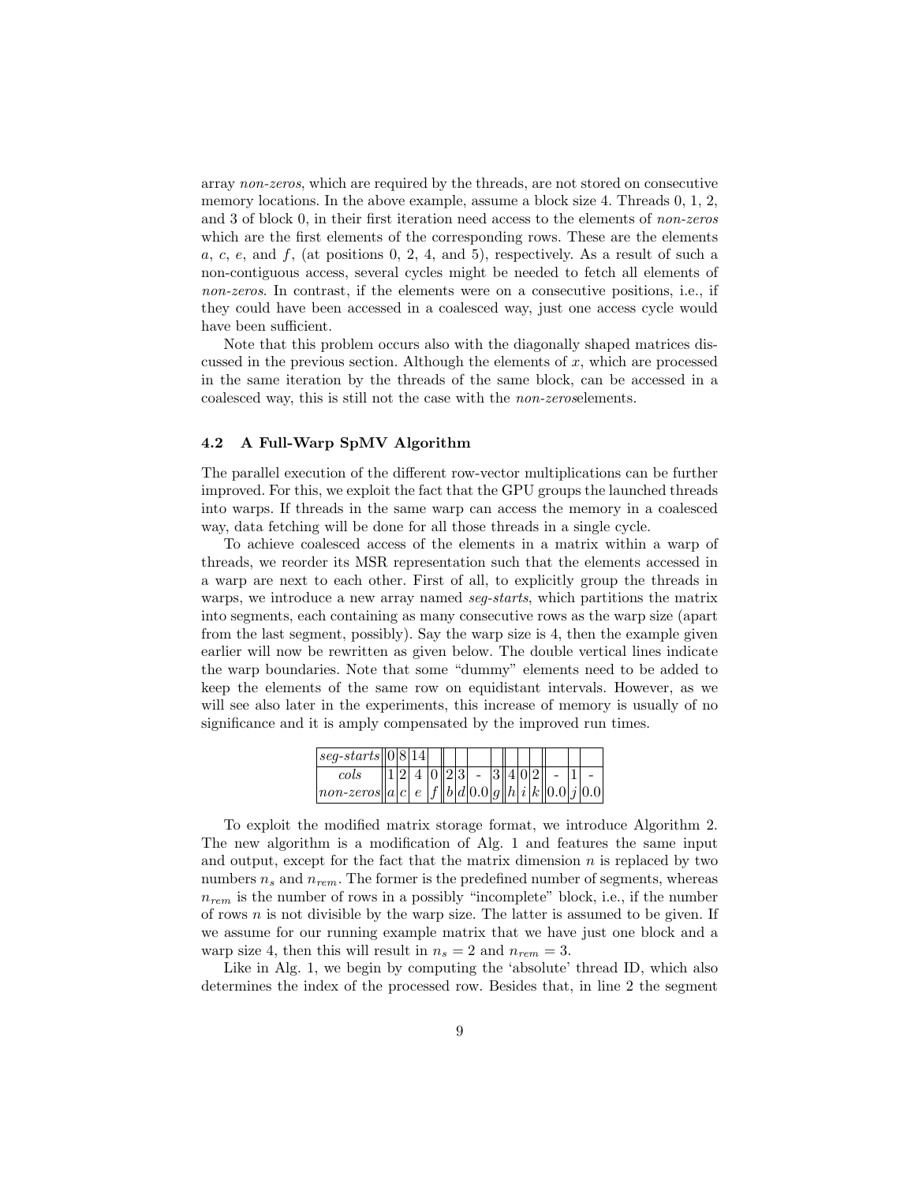array *non-zeros*, which are required by the threads, are not stored on consecutive memory locations. In the above example, assume a block size 4. Threads 0, 1, 2, and 3 of block 0, in their first iteration need access to the elements of *non-zeros* which are the first elements of the corresponding rows. These are the elements $a$, $c$, $e$, and $f$, (at positions 0, 2, 4, and 5), respectively. As a result of such a non-contiguous access, several cycles might be needed to fetch all elements of *non-zeros*. In contrast, if the elements were on a consecutive positions, i.e., if they could have been accessed in a coalesced way, just one access cycle would have been sufficient.

Note that this problem occurs also with the diagonally shaped matrices discussed in the previous section. Although the elements of $x$, which are processed in the same iteration by the threads of the same block, can be accessed in a coalesced way, this is still not the case with the *non-zeros*elements.

### 4.2 A Full-Warp SpMV Algorithm

The parallel execution of the different row-vector multiplications can be further improved. For this, we exploit the fact that the GPU groups the launched threads into warps. If threads in the same warp can access the memory in a coalesced way, data fetching will be done for all those threads in a single cycle.

To achieve coalesced access of the elements in a matrix within a warp of threads, we reorder its MSR representation such that the elements accessed in a warp are next to each other. First of all, to explicitly group the threads in warps, we introduce a new array named *seg-starts*, which partitions the matrix into segments, each containing as many consecutive rows as the warp size (apart from the last segment, possibly). Say the warp size is 4, then the example given earlier will now be rewritten as given below. The double vertical lines indicate the warp boundaries. Note that some "dummy" elements need to be added to keep the elements of the same row on equidistant intervals. However, as we will see also later in the experiments, this increase of memory is usually of no significance and it is amply compensated by the improved run times.

| *seg-starts* | 0 | 8 | 14 | | | | | | | | | | | |
|---|---|---|---|---|---|---|---|---|---|---|---|---|---|---|
| *cols* | 1 | 2 | 4 | 0 | 2 | 3 | - | 3 | 4 | 0 | 2 | - | 1 | - |
| *non-zeros* | $a$ | $c$ | $e$ | $f$ | $b$ | $d$ | 0.0 | $g$ | $h$ | $i$ | $k$ | 0.0 | $j$ | 0.0 |

To exploit the modified matrix storage format, we introduce Algorithm 2. The new algorithm is a modification of Alg. 1 and features the same input and output, except for the fact that the matrix dimension $n$ is replaced by two numbers $n_s$ and $n_{rem}$. The former is the predefined number of segments, whereas $n_{rem}$ is the number of rows in a possibly "incomplete" block, i.e., if the number of rows $n$ is not divisible by the warp size. The latter is assumed to be given. If we assume for our running example matrix that we have just one block and a warp size 4, then this will result in $n_s = 2$ and $n_{rem} = 3$.

Like in Alg. 1, we begin by computing the 'absolute' thread ID, which also determines the index of the processed row. Besides that, in line 2 the segment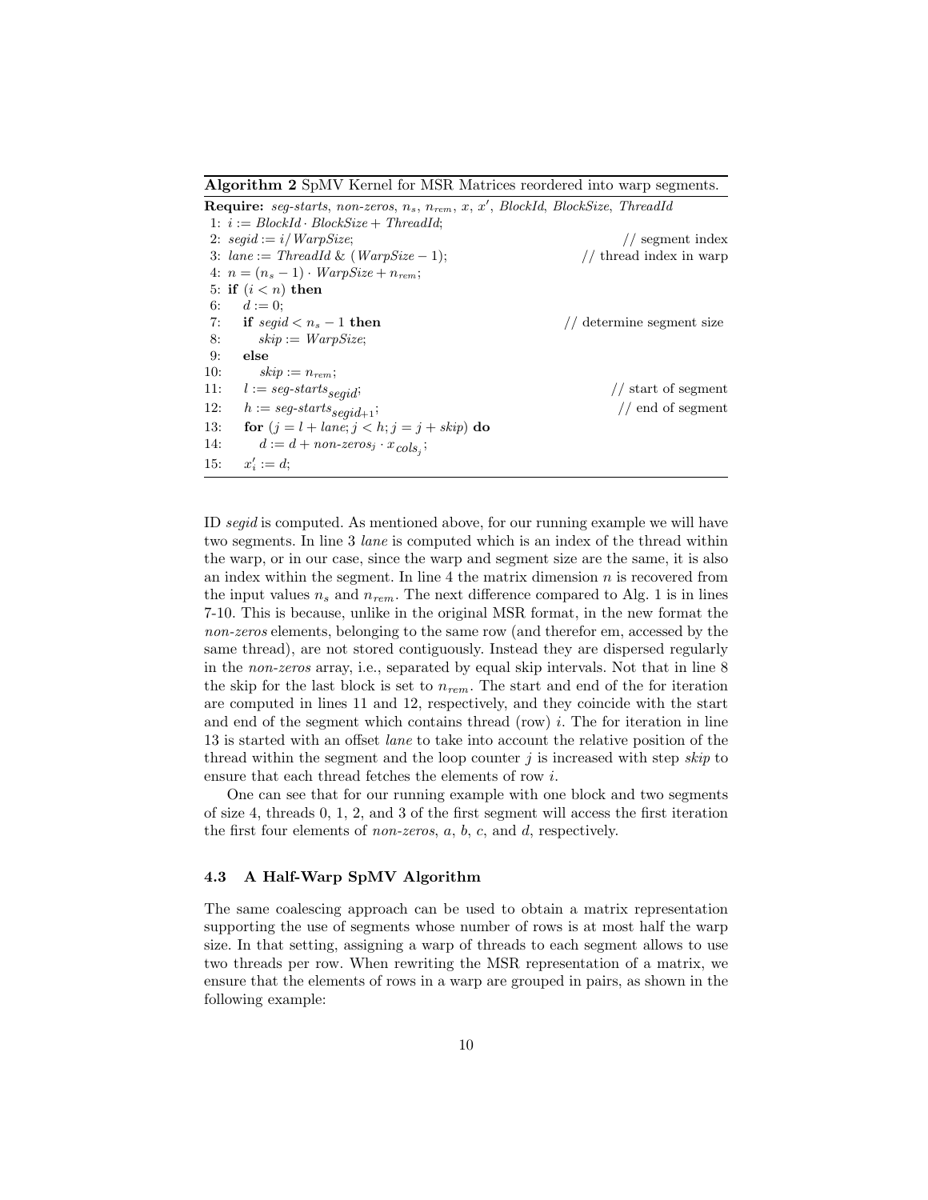**Algorithm 2** SpMV Kernel for MSR Matrices reordered into warp segments.

```
Require: seg-starts, non-zeros, n_s, n_rem, x, x', BlockId, BlockSize, ThreadId
 1: i := BlockId · BlockSize + ThreadId;
 2: segid := i / WarpSize;                                // segment index
 3: lane := ThreadId & (WarpSize − 1);                    // thread index in warp
 4: n = (n_s − 1) · WarpSize + n_rem;
 5: if (i < n) then
 6:    d := 0;
 7:    if segid < n_s − 1 then                            // determine segment size
 8:       skip := WarpSize;
 9:    else
10:       skip := n_rem;
11:    l := seg-starts_segid;                             // start of segment
12:    h := seg-starts_(segid+1);                         // end of segment
13:    for (j = l + lane; j < h; j = j + skip) do
14:       d := d + non-zeros_j · x_(cols_j);
15:    x'_i := d;
```

ID *segid* is computed. As mentioned above, for our running example we will have two segments. In line 3 *lane* is computed which is an index of the thread within the warp, or in our case, since the warp and segment size are the same, it is also an index within the segment. In line 4 the matrix dimension $n$ is recovered from the input values $n_s$ and $n_{rem}$. The next difference compared to Alg. 1 is in lines 7-10. This is because, unlike in the original MSR format, in the new format the *non-zeros* elements, belonging to the same row (and therefor em, accessed by the same thread), are not stored contiguously. Instead they are dispersed regularly in the *non-zeros* array, i.e., separated by equal skip intervals. Not that in line 8 the skip for the last block is set to $n_{rem}$. The start and end of the for iteration are computed in lines 11 and 12, respectively, and they coincide with the start and end of the segment which contains thread (row) $i$. The for iteration in line 13 is started with an offset *lane* to take into account the relative position of the thread within the segment and the loop counter $j$ is increased with step *skip* to ensure that each thread fetches the elements of row $i$.

One can see that for our running example with one block and two segments of size 4, threads 0, 1, 2, and 3 of the first segment will access the first iteration the first four elements of *non-zeros*, $a$, $b$, $c$, and $d$, respectively.

### 4.3 A Half-Warp SpMV Algorithm

The same coalescing approach can be used to obtain a matrix representation supporting the use of segments whose number of rows is at most half the warp size. In that setting, assigning a warp of threads to each segment allows to use two threads per row. When rewriting the MSR representation of a matrix, we ensure that the elements of rows in a warp are grouped in pairs, as shown in the following example: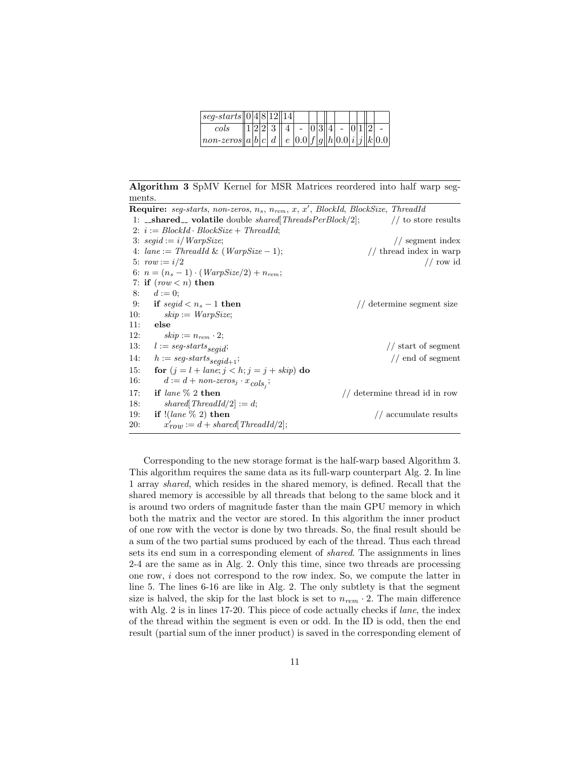| *seg-starts* | 0 | 4 | 8 | 12 | 14 | | | | | | | | | |
|---|---|---|---|---|---|---|---|---|---|---|---|---|---|---|
| *cols* | 1 | 2 | 2 | 3 | 4 | - | 0 | 3 | 4 | - | 0 | 1 | 2 | - |
| *non-zeros* | *a* | *b* | *c* | *d* | *e* | 0.0 | *f* | *g* | *h* | 0.0 | *i* | *j* | *k* | 0.0 |

**Algorithm 3** SpMV Kernel for MSR Matrices reordered into half warp segments.

**Require:** *seg-starts*, *non-zeros*, $n_s$, $n_{rem}$, $x$, $x'$, *BlockId*, *BlockSize*, *ThreadId*

```
 1: __shared__ volatile double shared[ThreadsPerBlock/2];    // to store results
 2: i := BlockId · BlockSize + ThreadId;
 3: segid := i/WarpSize;                                     // segment index
 4: lane := ThreadId & (WarpSize − 1);                       // thread index in warp
 5: row := i/2                                               // row id
 6: n = (n_s − 1) · (WarpSize/2) + n_rem;
 7: if (row < n) then
 8:    d := 0;
 9:    if segid < n_s − 1 then                               // determine segment size
10:       skip := WarpSize;
11:    else
12:       skip := n_rem · 2;
13:    l := seg-starts_segid;                                // start of segment
14:    h := seg-starts_segid+1;                              // end of segment
15:    for (j = l + lane; j < h; j = j + skip) do
16:       d := d + non-zeros_j · x_cols_j;
17:    if lane % 2 then                                      // determine thread id in row
18:       shared[ThreadId/2] := d;
19:    if !(lane % 2) then                                   // accumulate results
20:       x'_row := d + shared[ThreadId/2];
```

Corresponding to the new storage format is the half-warp based Algorithm 3. This algorithm requires the same data as its full-warp counterpart Alg. 2. In line 1 array *shared*, which resides in the shared memory, is defined. Recall that the shared memory is accessible by all threads that belong to the same block and it is around two orders of magnitude faster than the main GPU memory in which both the matrix and the vector are stored. In this algorithm the inner product of one row with the vector is done by two threads. So, the final result should be a sum of the two partial sums produced by each of the thread. Thus each thread sets its end sum in a corresponding element of *shared*. The assignments in lines 2-4 are the same as in Alg. 2. Only this time, since two threads are processing one row, $i$ does not correspond to the row index. So, we compute the latter in line 5. The lines 6-16 are like in Alg. 2. The only subtlety is that the segment size is halved, the skip for the last block is set to $n_{rem} \cdot 2$. The main difference with Alg. 2 is in lines 17-20. This piece of code actually checks if *lane*, the index of the thread within the segment is even or odd. In the ID is odd, then the end result (partial sum of the inner product) is saved in the corresponding element of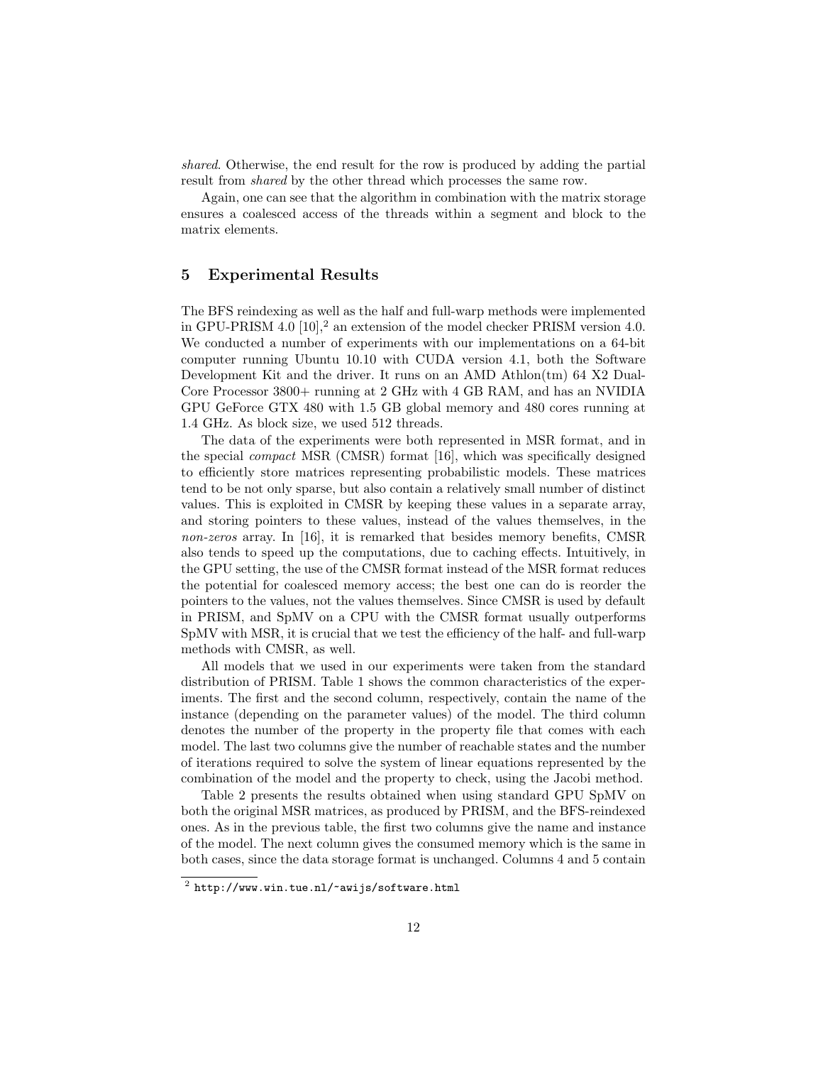*shared*. Otherwise, the end result for the row is produced by adding the partial result from *shared* by the other thread which processes the same row.

Again, one can see that the algorithm in combination with the matrix storage ensures a coalesced access of the threads within a segment and block to the matrix elements.

## 5 Experimental Results

The BFS reindexing as well as the half and full-warp methods were implemented in GPU-PRISM 4.0 [10],[2] an extension of the model checker PRISM version 4.0. We conducted a number of experiments with our implementations on a 64-bit computer running Ubuntu 10.10 with CUDA version 4.1, both the Software Development Kit and the driver. It runs on an AMD Athlon(tm) 64 X2 Dual-Core Processor 3800+ running at 2 GHz with 4 GB RAM, and has an NVIDIA GPU GeForce GTX 480 with 1.5 GB global memory and 480 cores running at 1.4 GHz. As block size, we used 512 threads.

The data of the experiments were both represented in MSR format, and in the special *compact* MSR (CMSR) format [16], which was specifically designed to efficiently store matrices representing probabilistic models. These matrices tend to be not only sparse, but also contain a relatively small number of distinct values. This is exploited in CMSR by keeping these values in a separate array, and storing pointers to these values, instead of the values themselves, in the *non-zeros* array. In [16], it is remarked that besides memory benefits, CMSR also tends to speed up the computations, due to caching effects. Intuitively, in the GPU setting, the use of the CMSR format instead of the MSR format reduces the potential for coalesced memory access; the best one can do is reorder the pointers to the values, not the values themselves. Since CMSR is used by default in PRISM, and SpMV on a CPU with the CMSR format usually outperforms SpMV with MSR, it is crucial that we test the efficiency of the half- and full-warp methods with CMSR, as well.

All models that we used in our experiments were taken from the standard distribution of PRISM. Table 1 shows the common characteristics of the experiments. The first and the second column, respectively, contain the name of the instance (depending on the parameter values) of the model. The third column denotes the number of the property in the property file that comes with each model. The last two columns give the number of reachable states and the number of iterations required to solve the system of linear equations represented by the combination of the model and the property to check, using the Jacobi method.

Table 2 presents the results obtained when using standard GPU SpMV on both the original MSR matrices, as produced by PRISM, and the BFS-reindexed ones. As in the previous table, the first two columns give the name and instance of the model. The next column gives the consumed memory which is the same in both cases, since the data storage format is unchanged. Columns 4 and 5 contain

[2] http://www.win.tue.nl/~awijs/software.html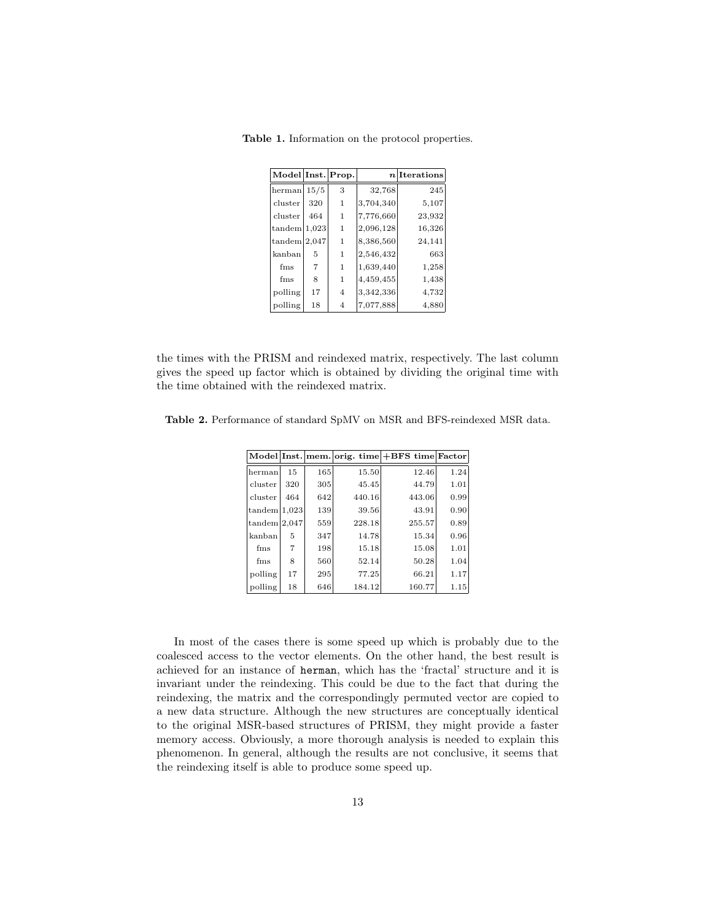**Table 1.** Information on the protocol properties.

| Model | Inst. | Prop. | $n$ | Iterations |
|---|---|---|---|---|
| herman | 15/5 | 3 | 32,768 | 245 |
| cluster | 320 | 1 | 3,704,340 | 5,107 |
| cluster | 464 | 1 | 7,776,660 | 23,932 |
| tandem | 1,023 | 1 | 2,096,128 | 16,326 |
| tandem | 2,047 | 1 | 8,386,560 | 24,141 |
| kanban | 5 | 1 | 2,546,432 | 663 |
| fms | 7 | 1 | 1,639,440 | 1,258 |
| fms | 8 | 1 | 4,459,455 | 1,438 |
| polling | 17 | 4 | 3,342,336 | 4,732 |
| polling | 18 | 4 | 7,077,888 | 4,880 |

the times with the PRISM and reindexed matrix, respectively. The last column gives the speed up factor which is obtained by dividing the original time with the time obtained with the reindexed matrix.

**Table 2.** Performance of standard SpMV on MSR and BFS-reindexed MSR data.

| Model | Inst. | mem. | orig. time | +BFS time | Factor |
|---|---|---|---|---|---|
| herman | 15 | 165 | 15.50 | 12.46 | 1.24 |
| cluster | 320 | 305 | 45.45 | 44.79 | 1.01 |
| cluster | 464 | 642 | 440.16 | 443.06 | 0.99 |
| tandem | 1,023 | 139 | 39.56 | 43.91 | 0.90 |
| tandem | 2,047 | 559 | 228.18 | 255.57 | 0.89 |
| kanban | 5 | 347 | 14.78 | 15.34 | 0.96 |
| fms | 7 | 198 | 15.18 | 15.08 | 1.01 |
| fms | 8 | 560 | 52.14 | 50.28 | 1.04 |
| polling | 17 | 295 | 77.25 | 66.21 | 1.17 |
| polling | 18 | 646 | 184.12 | 160.77 | 1.15 |

In most of the cases there is some speed up which is probably due to the coalesced access to the vector elements. On the other hand, the best result is achieved for an instance of `herman`, which has the 'fractal' structure and it is invariant under the reindexing. This could be due to the fact that during the reindexing, the matrix and the correspondingly permuted vector are copied to a new data structure. Although the new structures are conceptually identical to the original MSR-based structures of PRISM, they might provide a faster memory access. Obviously, a more thorough analysis is needed to explain this phenomenon. In general, although the results are not conclusive, it seems that the reindexing itself is able to produce some speed up.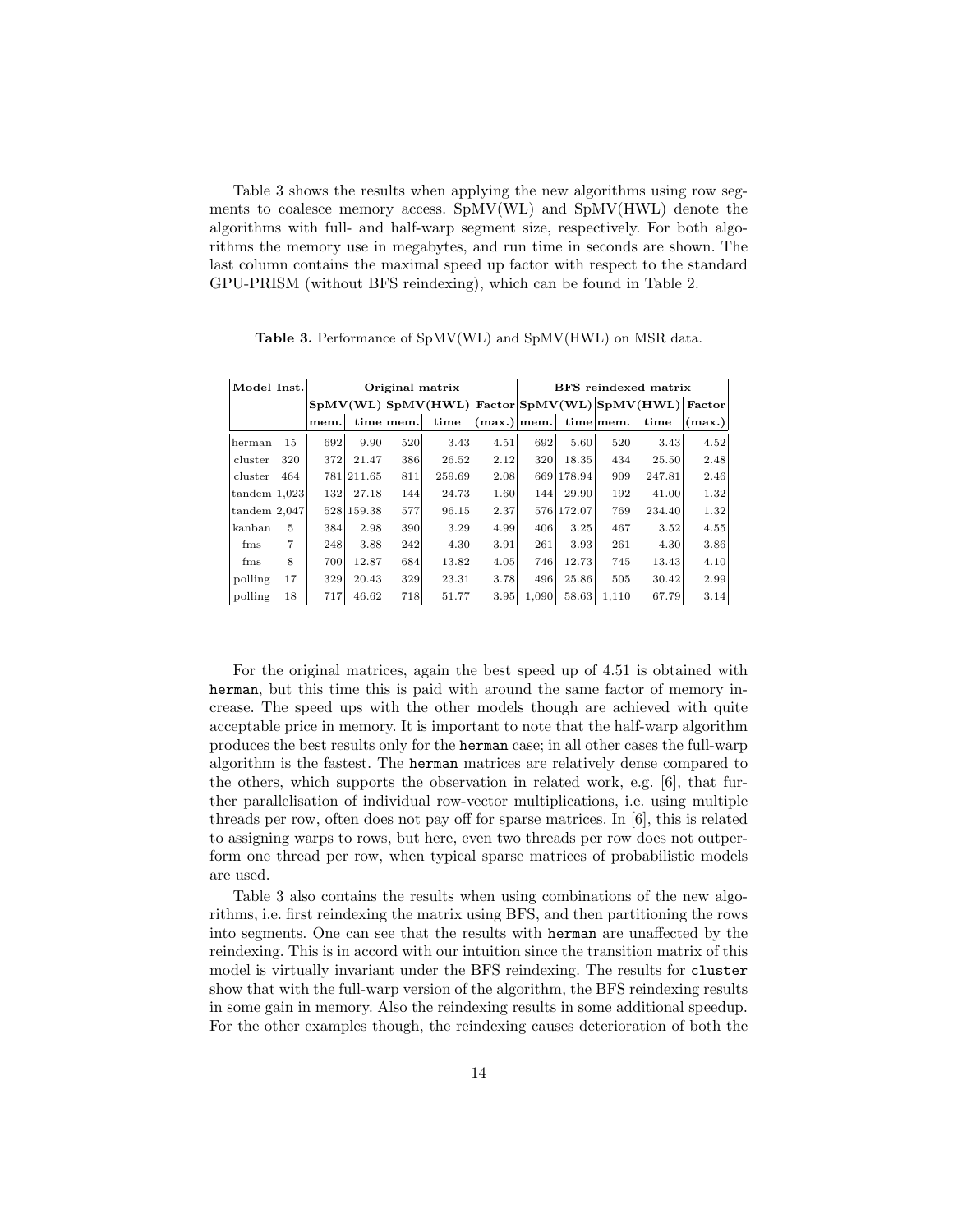Table 3 shows the results when applying the new algorithms using row segments to coalesce memory access. SpMV(WL) and SpMV(HWL) denote the algorithms with full- and half-warp segment size, respectively. For both algorithms the memory use in megabytes, and run time in seconds are shown. The last column contains the maximal speed up factor with respect to the standard GPU-PRISM (without BFS reindexing), which can be found in Table 2.

**Table 3.** Performance of SpMV(WL) and SpMV(HWL) on MSR data.

| Model | Inst. | Original matrix | | | | | BFS reindexed matrix | | | | |
|---|---|---|---|---|---|---|---|---|---|---|---|
| | | SpMV(WL) | | SpMV(HWL) | | Factor | SpMV(WL) | | SpMV(HWL) | | Factor |
| | | mem. | time | mem. | time | (max.) | mem. | time | mem. | time | (max.) |
| herman | 15 | 692 | 9.90 | 520 | 3.43 | 4.51 | 692 | 5.60 | 520 | 3.43 | 4.52 |
| cluster | 320 | 372 | 21.47 | 386 | 26.52 | 2.12 | 320 | 18.35 | 434 | 25.50 | 2.48 |
| cluster | 464 | 781 | 211.65 | 811 | 259.69 | 2.08 | 669 | 178.94 | 909 | 247.81 | 2.46 |
| tandem | 1,023 | 132 | 27.18 | 144 | 24.73 | 1.60 | 144 | 29.90 | 192 | 41.00 | 1.32 |
| tandem | 2,047 | 528 | 159.38 | 577 | 96.15 | 2.37 | 576 | 172.07 | 769 | 234.40 | 1.32 |
| kanban | 5 | 384 | 2.98 | 390 | 3.29 | 4.99 | 406 | 3.25 | 467 | 3.52 | 4.55 |
| fms | 7 | 248 | 3.88 | 242 | 4.30 | 3.91 | 261 | 3.93 | 261 | 4.30 | 3.86 |
| fms | 8 | 700 | 12.87 | 684 | 13.82 | 4.05 | 746 | 12.73 | 745 | 13.43 | 4.10 |
| polling | 17 | 329 | 20.43 | 329 | 23.31 | 3.78 | 496 | 25.86 | 505 | 30.42 | 2.99 |
| polling | 18 | 717 | 46.62 | 718 | 51.77 | 3.95 | 1,090 | 58.63 | 1,110 | 67.79 | 3.14 |

For the original matrices, again the best speed up of 4.51 is obtained with `herman`, but this time this is paid with around the same factor of memory increase. The speed ups with the other models though are achieved with quite acceptable price in memory. It is important to note that the half-warp algorithm produces the best results only for the `herman` case; in all other cases the full-warp algorithm is the fastest. The `herman` matrices are relatively dense compared to the others, which supports the observation in related work, e.g. [6], that further parallelisation of individual row-vector multiplications, i.e. using multiple threads per row, often does not pay off for sparse matrices. In [6], this is related to assigning warps to rows, but here, even two threads per row does not outperform one thread per row, when typical sparse matrices of probabilistic models are used.

Table 3 also contains the results when using combinations of the new algorithms, i.e. first reindexing the matrix using BFS, and then partitioning the rows into segments. One can see that the results with `herman` are unaffected by the reindexing. This is in accord with our intuition since the transition matrix of this model is virtually invariant under the BFS reindexing. The results for `cluster` show that with the full-warp version of the algorithm, the BFS reindexing results in some gain in memory. Also the reindexing results in some additional speedup. For the other examples though, the reindexing causes deterioration of both the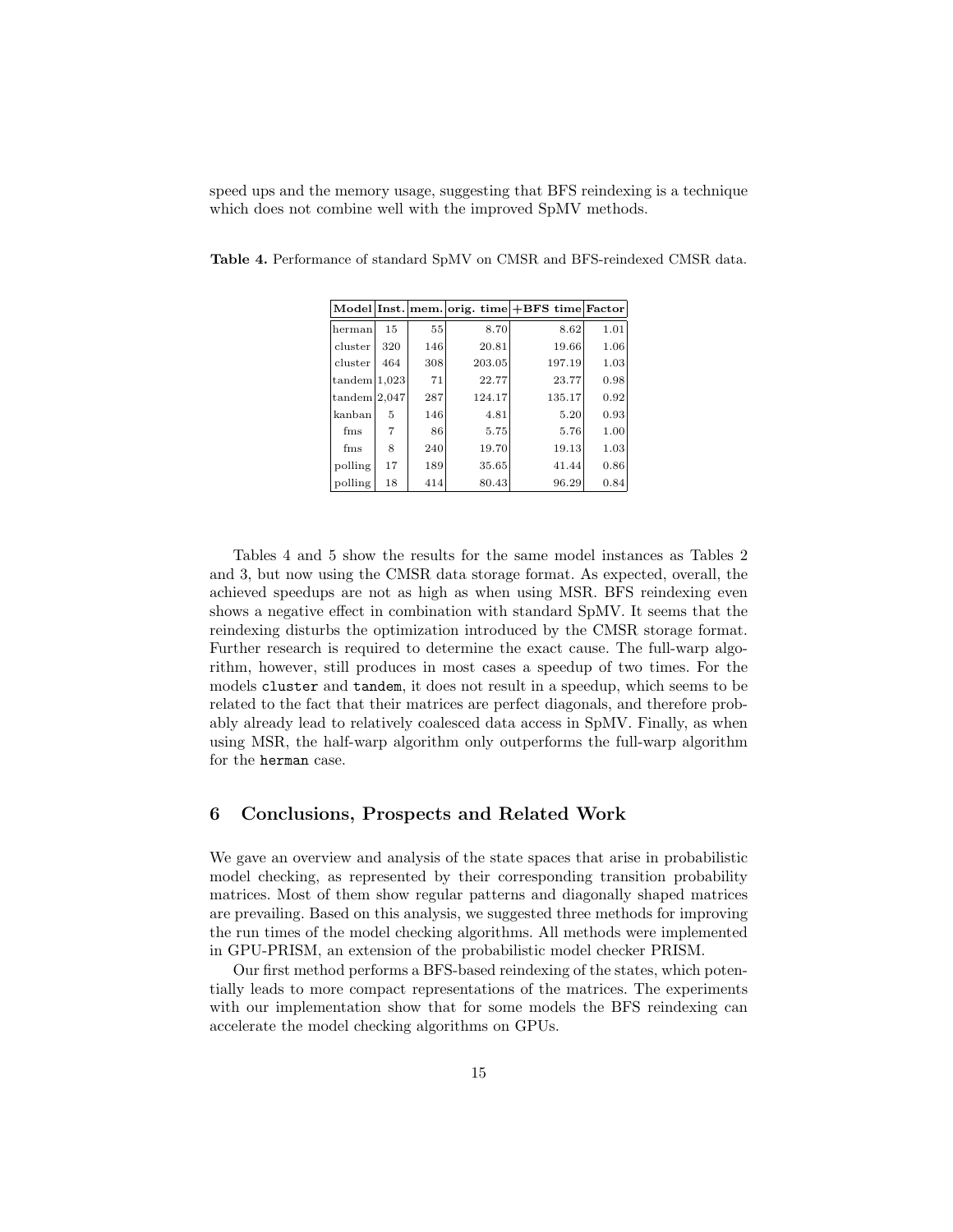speed ups and the memory usage, suggesting that BFS reindexing is a technique which does not combine well with the improved SpMV methods.

**Table 4.** Performance of standard SpMV on CMSR and BFS-reindexed CMSR data.

| Model | Inst. | mem. | orig. time | +BFS time | Factor |
|---|---|---|---|---|---|
| herman | 15 | 55 | 8.70 | 8.62 | 1.01 |
| cluster | 320 | 146 | 20.81 | 19.66 | 1.06 |
| cluster | 464 | 308 | 203.05 | 197.19 | 1.03 |
| tandem | 1,023 | 71 | 22.77 | 23.77 | 0.98 |
| tandem | 2,047 | 287 | 124.17 | 135.17 | 0.92 |
| kanban | 5 | 146 | 4.81 | 5.20 | 0.93 |
| fms | 7 | 86 | 5.75 | 5.76 | 1.00 |
| fms | 8 | 240 | 19.70 | 19.13 | 1.03 |
| polling | 17 | 189 | 35.65 | 41.44 | 0.86 |
| polling | 18 | 414 | 80.43 | 96.29 | 0.84 |

Tables 4 and 5 show the results for the same model instances as Tables 2 and 3, but now using the CMSR data storage format. As expected, overall, the achieved speedups are not as high as when using MSR. BFS reindexing even shows a negative effect in combination with standard SpMV. It seems that the reindexing disturbs the optimization introduced by the CMSR storage format. Further research is required to determine the exact cause. The full-warp algorithm, however, still produces in most cases a speedup of two times. For the models `cluster` and `tandem`, it does not result in a speedup, which seems to be related to the fact that their matrices are perfect diagonals, and therefore probably already lead to relatively coalesced data access in SpMV. Finally, as when using MSR, the half-warp algorithm only outperforms the full-warp algorithm for the `herman` case.

## 6 Conclusions, Prospects and Related Work

We gave an overview and analysis of the state spaces that arise in probabilistic model checking, as represented by their corresponding transition probability matrices. Most of them show regular patterns and diagonally shaped matrices are prevailing. Based on this analysis, we suggested three methods for improving the run times of the model checking algorithms. All methods were implemented in GPU-PRISM, an extension of the probabilistic model checker PRISM.

Our first method performs a BFS-based reindexing of the states, which potentially leads to more compact representations of the matrices. The experiments with our implementation show that for some models the BFS reindexing can accelerate the model checking algorithms on GPUs.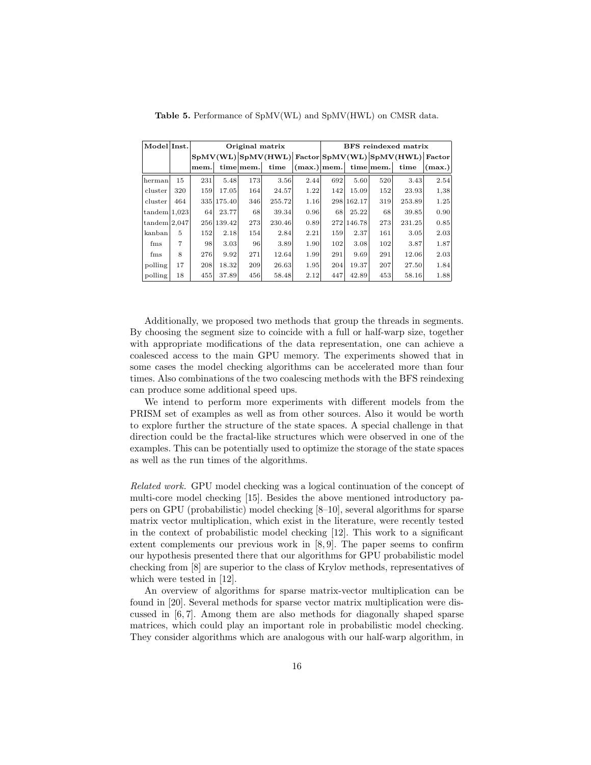**Table 5.** Performance of SpMV(WL) and SpMV(HWL) on CMSR data.

| Model | Inst. | Original matrix | | | | | BFS reindexed matrix | | | | |
|---|---|---|---|---|---|---|---|---|---|---|---|
| | | SpMV(WL) | | SpMV(HWL) | | Factor | SpMV(WL) | | SpMV(HWL) | | Factor |
| | | mem. | time | mem. | time | (max.) | mem. | time | mem. | time | (max.) |
| herman | 15 | 231 | 5.48 | 173 | 3.56 | 2.44 | 692 | 5.60 | 520 | 3.43 | 2.54 |
| cluster | 320 | 159 | 17.05 | 164 | 24.57 | 1.22 | 142 | 15.09 | 152 | 23.93 | 1,38 |
| cluster | 464 | 335 | 175.40 | 346 | 255.72 | 1.16 | 298 | 162.17 | 319 | 253.89 | 1.25 |
| tandem | 1,023 | 64 | 23.77 | 68 | 39.34 | 0.96 | 68 | 25.22 | 68 | 39.85 | 0.90 |
| tandem | 2,047 | 256 | 139.42 | 273 | 230.46 | 0.89 | 272 | 146.78 | 273 | 231.25 | 0.85 |
| kanban | 5 | 152 | 2.18 | 154 | 2.84 | 2.21 | 159 | 2.37 | 161 | 3.05 | 2.03 |
| fms | 7 | 98 | 3.03 | 96 | 3.89 | 1.90 | 102 | 3.08 | 102 | 3.87 | 1.87 |
| fms | 8 | 276 | 9.92 | 271 | 12.64 | 1.99 | 291 | 9.69 | 291 | 12.06 | 2.03 |
| polling | 17 | 208 | 18.32 | 209 | 26.63 | 1.95 | 204 | 19.37 | 207 | 27.50 | 1.84 |
| polling | 18 | 455 | 37.89 | 456 | 58.48 | 2.12 | 447 | 42.89 | 453 | 58.16 | 1.88 |

Additionally, we proposed two methods that group the threads in segments. By choosing the segment size to coincide with a full or half-warp size, together with appropriate modifications of the data representation, one can achieve a coalesced access to the main GPU memory. The experiments showed that in some cases the model checking algorithms can be accelerated more than four times. Also combinations of the two coalescing methods with the BFS reindexing can produce some additional speed ups.

We intend to perform more experiments with different models from the PRISM set of examples as well as from other sources. Also it would be worth to explore further the structure of the state spaces. A special challenge in that direction could be the fractal-like structures which were observed in one of the examples. This can be potentially used to optimize the storage of the state spaces as well as the run times of the algorithms.

*Related work.* GPU model checking was a logical continuation of the concept of multi-core model checking [15]. Besides the above mentioned introductory papers on GPU (probabilistic) model checking [8–10], several algorithms for sparse matrix vector multiplication, which exist in the literature, were recently tested in the context of probabilistic model checking [12]. This work to a significant extent complements our previous work in [8, 9]. The paper seems to confirm our hypothesis presented there that our algorithms for GPU probabilistic model checking from [8] are superior to the class of Krylov methods, representatives of which were tested in [12].

An overview of algorithms for sparse matrix-vector multiplication can be found in [20]. Several methods for sparse vector matrix multiplication were discussed in [6, 7]. Among them are also methods for diagonally shaped sparse matrices, which could play an important role in probabilistic model checking. They consider algorithms which are analogous with our half-warp algorithm, in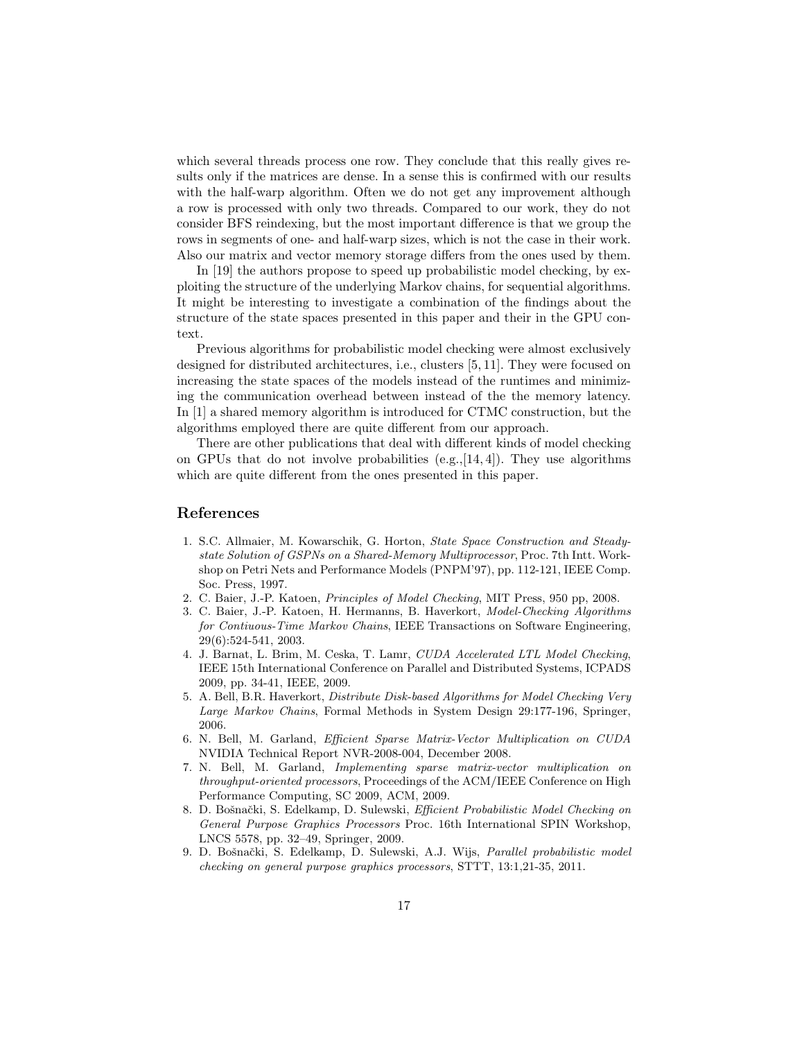which several threads process one row. They conclude that this really gives results only if the matrices are dense. In a sense this is confirmed with our results with the half-warp algorithm. Often we do not get any improvement although a row is processed with only two threads. Compared to our work, they do not consider BFS reindexing, but the most important difference is that we group the rows in segments of one- and half-warp sizes, which is not the case in their work. Also our matrix and vector memory storage differs from the ones used by them.

In [19] the authors propose to speed up probabilistic model checking, by exploiting the structure of the underlying Markov chains, for sequential algorithms. It might be interesting to investigate a combination of the findings about the structure of the state spaces presented in this paper and their in the GPU context.

Previous algorithms for probabilistic model checking were almost exclusively designed for distributed architectures, i.e., clusters [5, 11]. They were focused on increasing the state spaces of the models instead of the runtimes and minimizing the communication overhead between instead of the the memory latency. In [1] a shared memory algorithm is introduced for CTMC construction, but the algorithms employed there are quite different from our approach.

There are other publications that deal with different kinds of model checking on GPUs that do not involve probabilities (e.g.,[14, 4]). They use algorithms which are quite different from the ones presented in this paper.

## References

1. S.C. Allmaier, M. Kowarschik, G. Horton, *State Space Construction and Steady-state Solution of GSPNs on a Shared-Memory Multiprocessor*, Proc. 7th Intt. Workshop on Petri Nets and Performance Models (PNPM'97), pp. 112-121, IEEE Comp. Soc. Press, 1997.
2. C. Baier, J.-P. Katoen, *Principles of Model Checking*, MIT Press, 950 pp, 2008.
3. C. Baier, J.-P. Katoen, H. Hermanns, B. Haverkort, *Model-Checking Algorithms for Contiuous-Time Markov Chains*, IEEE Transactions on Software Engineering, 29(6):524-541, 2003.
4. J. Barnat, L. Brim, M. Ceska, T. Lamr, *CUDA Accelerated LTL Model Checking*, IEEE 15th International Conference on Parallel and Distributed Systems, ICPADS 2009, pp. 34-41, IEEE, 2009.
5. A. Bell, B.R. Haverkort, *Distribute Disk-based Algorithms for Model Checking Very Large Markov Chains*, Formal Methods in System Design 29:177-196, Springer, 2006.
6. N. Bell, M. Garland, *Efficient Sparse Matrix-Vector Multiplication on CUDA* NVIDIA Technical Report NVR-2008-004, December 2008.
7. N. Bell, M. Garland, *Implementing sparse matrix-vector multiplication on throughput-oriented processors*, Proceedings of the ACM/IEEE Conference on High Performance Computing, SC 2009, ACM, 2009.
8. D. Bošnački, S. Edelkamp, D. Sulewski, *Efficient Probabilistic Model Checking on General Purpose Graphics Processors* Proc. 16th International SPIN Workshop, LNCS 5578, pp. 32–49, Springer, 2009.
9. D. Bošnački, S. Edelkamp, D. Sulewski, A.J. Wijs, *Parallel probabilistic model checking on general purpose graphics processors*, STTT, 13:1,21-35, 2011.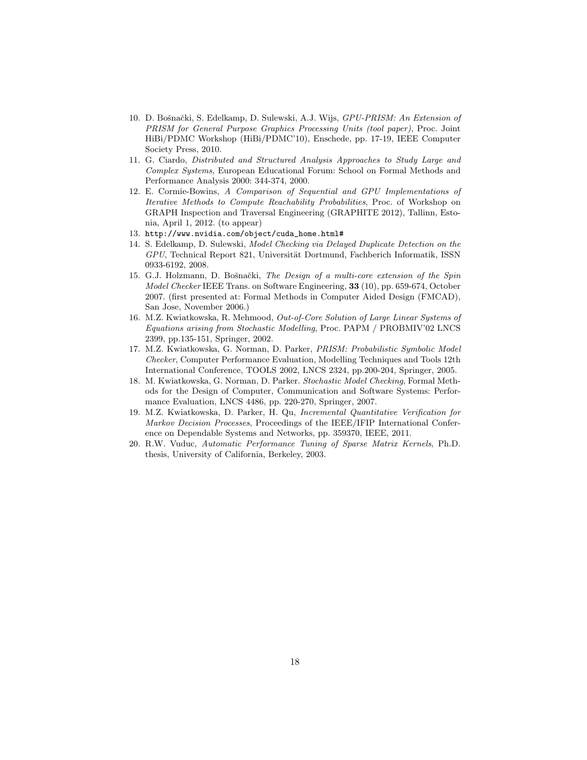10. D. Bošnački, S. Edelkamp, D. Sulewski, A.J. Wijs, *GPU-PRISM: An Extension of PRISM for General Purpose Graphics Processing Units (tool paper)*, Proc. Joint HiBi/PDMC Workshop (HiBi/PDMC'10), Enschede, pp. 17-19, IEEE Computer Society Press, 2010.
11. G. Ciardo, *Distributed and Structured Analysis Approaches to Study Large and Complex Systems*, European Educational Forum: School on Formal Methods and Performance Analysis 2000: 344-374, 2000.
12. E. Cormie-Bowins, *A Comparison of Sequential and GPU Implementations of Iterative Methods to Compute Reachability Probabilities*, Proc. of Workshop on GRAPH Inspection and Traversal Engineering (GRAPHITE 2012), Tallinn, Estonia, April 1, 2012. (to appear)
13. `http://www.nvidia.com/object/cuda_home.html#`
14. S. Edelkamp, D. Sulewski, *Model Checking via Delayed Duplicate Detection on the GPU*, Technical Report 821, Universität Dortmund, Fachberich Informatik, ISSN 0933-6192, 2008.
15. G.J. Holzmann, D. Bošnački, *The Design of a multi-core extension of the Spin Model Checker* IEEE Trans. on Software Engineering, **33** (10), pp. 659-674, October 2007. (first presented at: Formal Methods in Computer Aided Design (FMCAD), San Jose, November 2006.)
16. M.Z. Kwiatkowska, R. Mehmood, *Out-of-Core Solution of Large Linear Systems of Equations arising from Stochastic Modelling*, Proc. PAPM / PROBMIV'02 LNCS 2399, pp.135-151, Springer, 2002.
17. M.Z. Kwiatkowska, G. Norman, D. Parker, *PRISM: Probabilistic Symbolic Model Checker*, Computer Performance Evaluation, Modelling Techniques and Tools 12th International Conference, TOOLS 2002, LNCS 2324, pp.200-204, Springer, 2005.
18. M. Kwiatkowska, G. Norman, D. Parker. *Stochastic Model Checking*, Formal Methods for the Design of Computer, Communication and Software Systems: Performance Evaluation, LNCS 4486, pp. 220-270, Springer, 2007.
19. M.Z. Kwiatkowska, D. Parker, H. Qu, *Incremental Quantitative Verification for Markov Decision Processes*, Proceedings of the IEEE/IFIP International Conference on Dependable Systems and Networks, pp. 359370, IEEE, 2011.
20. R.W. Vuduc, *Automatic Performance Tuning of Sparse Matrix Kernels*, Ph.D. thesis, University of California, Berkeley, 2003.